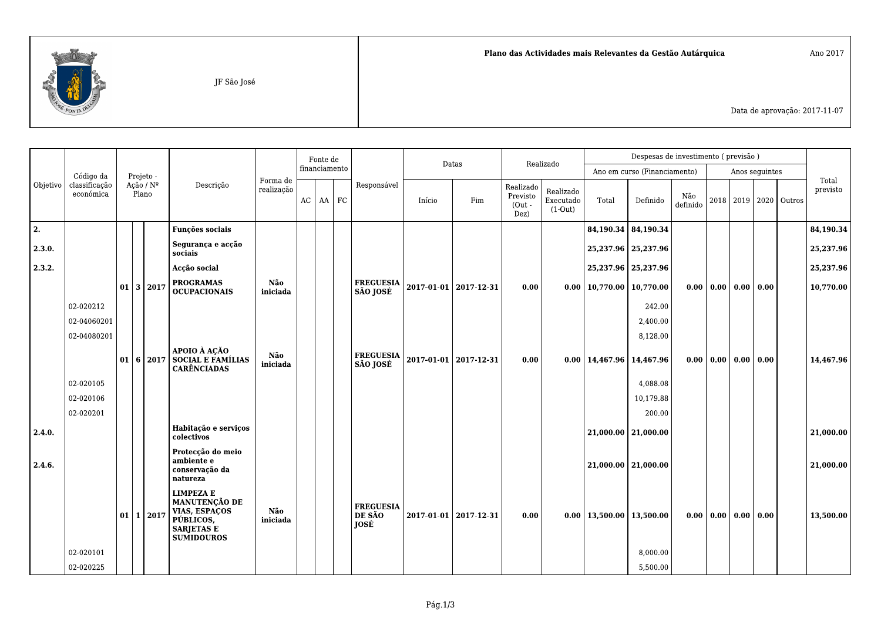JF São José

**Plano das Actividades mais Relevantes da Gestão Autárquica**

Ano 2017

Data de aprovação: 2017-11-07

| Objetivo | Código da classificação económica | Projeto - Ação / Nº Plano | | | Descrição | Forma de realização | Fonte de financiamento | | | Responsável | Datas | | Realizado | | Despesas de investimento ( previsão ) | | | | | | | Total previsto |
|---|---|---|---|---|---|---|---|---|---|---|---|---|---|---|---|---|---|---|---|---|---|---|
| | | | | | | | | | | | | | | | Ano em curso (Financiamento) | | | Anos seguintes | | | | |
| | | | | | | | AC | AA | FC | | Início | Fim | Realizado Previsto (Out - Dez) | Realizado Executado (1-Out) | Total | Definido | Não definido | 2018 | 2019 | 2020 | Outros | |
| **2.** | | | | | **Funções sociais** | | | | | | | | | | **84,190.34** | **84,190.34** | | | | | | **84,190.34** |
| **2.3.0.** | | | | | **Segurança e acção sociais** | | | | | | | | | | **25,237.96** | **25,237.96** | | | | | | **25,237.96** |
| **2.3.2.** | | | | | **Acção social** | | | | | | | | | | **25,237.96** | **25,237.96** | | | | | | **25,237.96** |
| | | **01** | **3** | **2017** | **PROGRAMAS OCUPACIONAIS** | **Não iniciada** | | | | **FREGUESIA SÃO JOSÉ** | **2017-01-01** | **2017-12-31** | **0.00** | **0.00** | **10,770.00** | **10,770.00** | **0.00** | **0.00** | **0.00** | **0.00** | | **10,770.00** |
| | 02-020212 | | | | | | | | | | | | | | | 242.00 | | | | | | |
| | 02-04060201 | | | | | | | | | | | | | | | 2,400.00 | | | | | | |
| | 02-04080201 | | | | | | | | | | | | | | | 8,128.00 | | | | | | |
| | | **01** | **6** | **2017** | **APOIO À AÇÃO SOCIAL E FAMÍLIAS CARÊNCIADAS** | **Não iniciada** | | | | **FREGUESIA SÃO JOSÉ** | **2017-01-01** | **2017-12-31** | **0.00** | **0.00** | **14,467.96** | **14,467.96** | **0.00** | **0.00** | **0.00** | **0.00** | | **14,467.96** |
| | 02-020105 | | | | | | | | | | | | | | | 4,088.08 | | | | | | |
| | 02-020106 | | | | | | | | | | | | | | | 10,179.88 | | | | | | |
| | 02-020201 | | | | | | | | | | | | | | | 200.00 | | | | | | |
| **2.4.0.** | | | | | **Habitação e serviços colectivos** | | | | | | | | | | **21,000.00** | **21,000.00** | | | | | | **21,000.00** |
| **2.4.6.** | | | | | **Protecção do meio ambiente e conservação da natureza** | | | | | | | | | | **21,000.00** | **21,000.00** | | | | | | **21,000.00** |
| | | **01** | **1** | **2017** | **LIMPEZA E MANUTENÇÃO DE VIAS, ESPAÇOS PÚBLICOS, SARJETAS E SUMIDOUROS** | **Não iniciada** | | | | **FREGUESIA DE SÃO JOSÉ** | **2017-01-01** | **2017-12-31** | **0.00** | **0.00** | **13,500.00** | **13,500.00** | **0.00** | **0.00** | **0.00** | **0.00** | | **13,500.00** |
| | 02-020101 | | | | | | | | | | | | | | | 8,000.00 | | | | | | |
| | 02-020225 | | | | | | | | | | | | | | | 5,500.00 | | | | | | |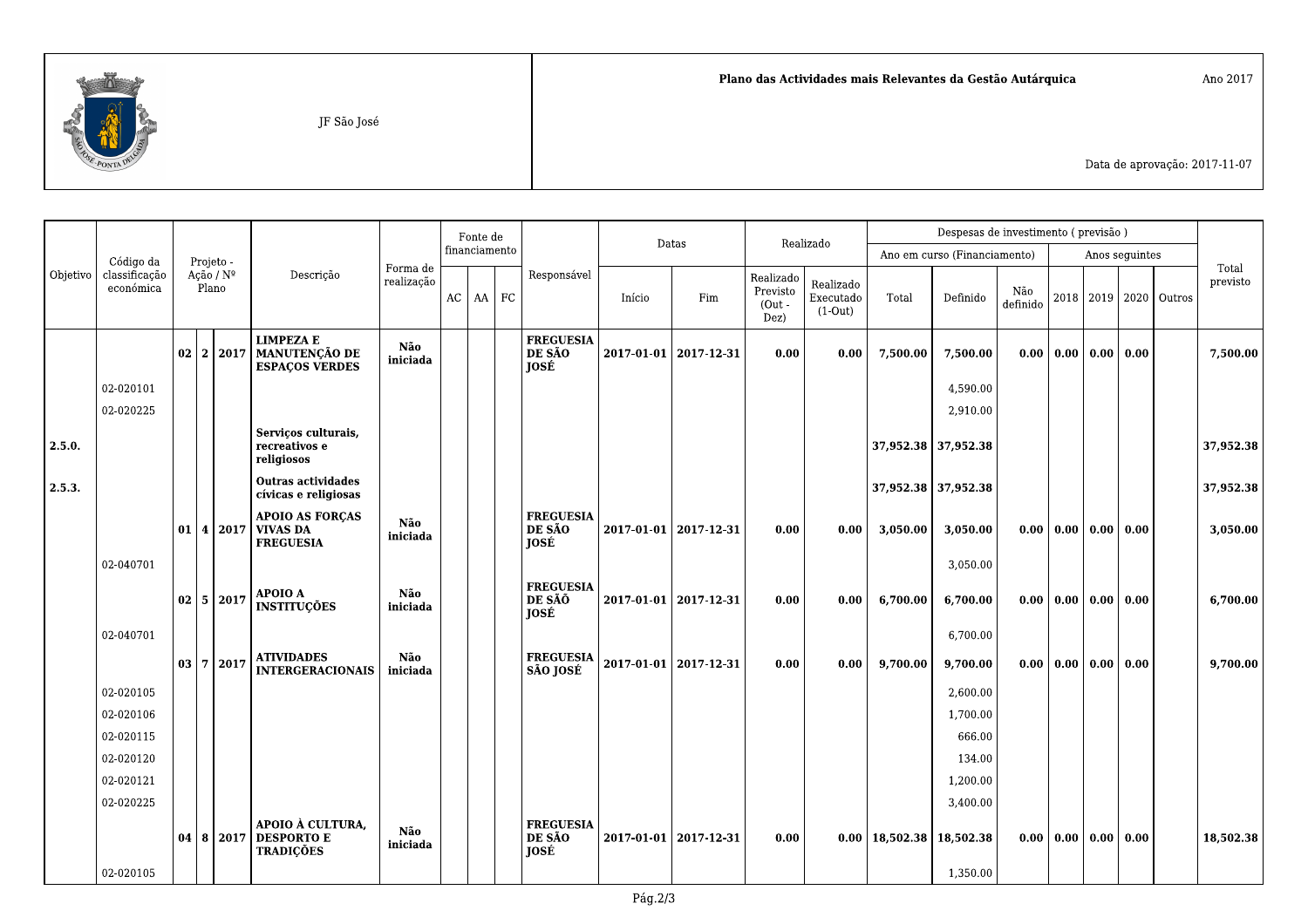JF São José

**Plano das Actividades mais Relevantes da Gestão Autárquica**

Ano 2017

Data de aprovação: 2017-11-07

| Objetivo | Código da classificação económica | Projeto - Ação / Nº Plano | | | Descrição | Forma de realização | Fonte de financiamento | | | Responsável | Datas | | Realizado | | Despesas de investimento ( previsão ) | | | | | | | Total previsto |
|---|---|---|---|---|---|---|---|---|---|---|---|---|---|---|---|---|---|---|---|---|---|---|
| | | | | | | | | | | | | | | | Ano em curso (Financiamento) | | | Anos seguintes | | | | |
| | | | | | | | AC | AA | FC | | Início | Fim | Realizado Previsto (Out - Dez) | Realizado Executado (1-Out) | Total | Definido | Não definido | 2018 | 2019 | 2020 | Outros | |
| | | **02** | **2** | **2017** | **LIMPEZA E MANUTENÇÃO DE ESPAÇOS VERDES** | **Não iniciada** | | | | **FREGUESIA DE SÃO JOSÉ** | **2017-01-01** | **2017-12-31** | **0.00** | **0.00** | **7,500.00** | **7,500.00** | **0.00** | **0.00** | **0.00** | **0.00** | | **7,500.00** |
| | 02-020101 | | | | | | | | | | | | | | | 4,590.00 | | | | | | |
| | 02-020225 | | | | | | | | | | | | | | | 2,910.00 | | | | | | |
| **2.5.0.** | | | | | **Serviços culturais, recreativos e religiosos** | | | | | | | | | | **37,952.38** | **37,952.38** | | | | | | **37,952.38** |
| **2.5.3.** | | | | | **Outras actividades cívicas e religiosas** | | | | | | | | | | **37,952.38** | **37,952.38** | | | | | | **37,952.38** |
| | | **01** | **4** | **2017** | **APOIO AS FORÇAS VIVAS DA FREGUESIA** | **Não iniciada** | | | | **FREGUESIA DE SÃO JOSÉ** | **2017-01-01** | **2017-12-31** | **0.00** | **0.00** | **3,050.00** | **3,050.00** | **0.00** | **0.00** | **0.00** | **0.00** | | **3,050.00** |
| | 02-040701 | | | | | | | | | | | | | | | 3,050.00 | | | | | | |
| | | **02** | **5** | **2017** | **APOIO A INSTITUÇÕES** | **Não iniciada** | | | | **FREGUESIA DE SÃO JOSÉ** | **2017-01-01** | **2017-12-31** | **0.00** | **0.00** | **6,700.00** | **6,700.00** | **0.00** | **0.00** | **0.00** | **0.00** | | **6,700.00** |
| | 02-040701 | | | | | | | | | | | | | | | 6,700.00 | | | | | | |
| | | **03** | **7** | **2017** | **ATIVIDADES INTERGERACIONAIS** | **Não iniciada** | | | | **FREGUESIA SÃO JOSÉ** | **2017-01-01** | **2017-12-31** | **0.00** | **0.00** | **9,700.00** | **9,700.00** | **0.00** | **0.00** | **0.00** | **0.00** | | **9,700.00** |
| | 02-020105 | | | | | | | | | | | | | | | 2,600.00 | | | | | | |
| | 02-020106 | | | | | | | | | | | | | | | 1,700.00 | | | | | | |
| | 02-020115 | | | | | | | | | | | | | | | 666.00 | | | | | | |
| | 02-020120 | | | | | | | | | | | | | | | 134.00 | | | | | | |
| | 02-020121 | | | | | | | | | | | | | | | 1,200.00 | | | | | | |
| | 02-020225 | | | | | | | | | | | | | | | 3,400.00 | | | | | | |
| | | **04** | **8** | **2017** | **APOIO À CULTURA, DESPORTO E TRADIÇÕES** | **Não iniciada** | | | | **FREGUESIA DE SÃO JOSÉ** | **2017-01-01** | **2017-12-31** | **0.00** | **0.00** | **18,502.38** | **18,502.38** | **0.00** | **0.00** | **0.00** | **0.00** | | **18,502.38** |
| | 02-020105 | | | | | | | | | | | | | | | 1,350.00 | | | | | | |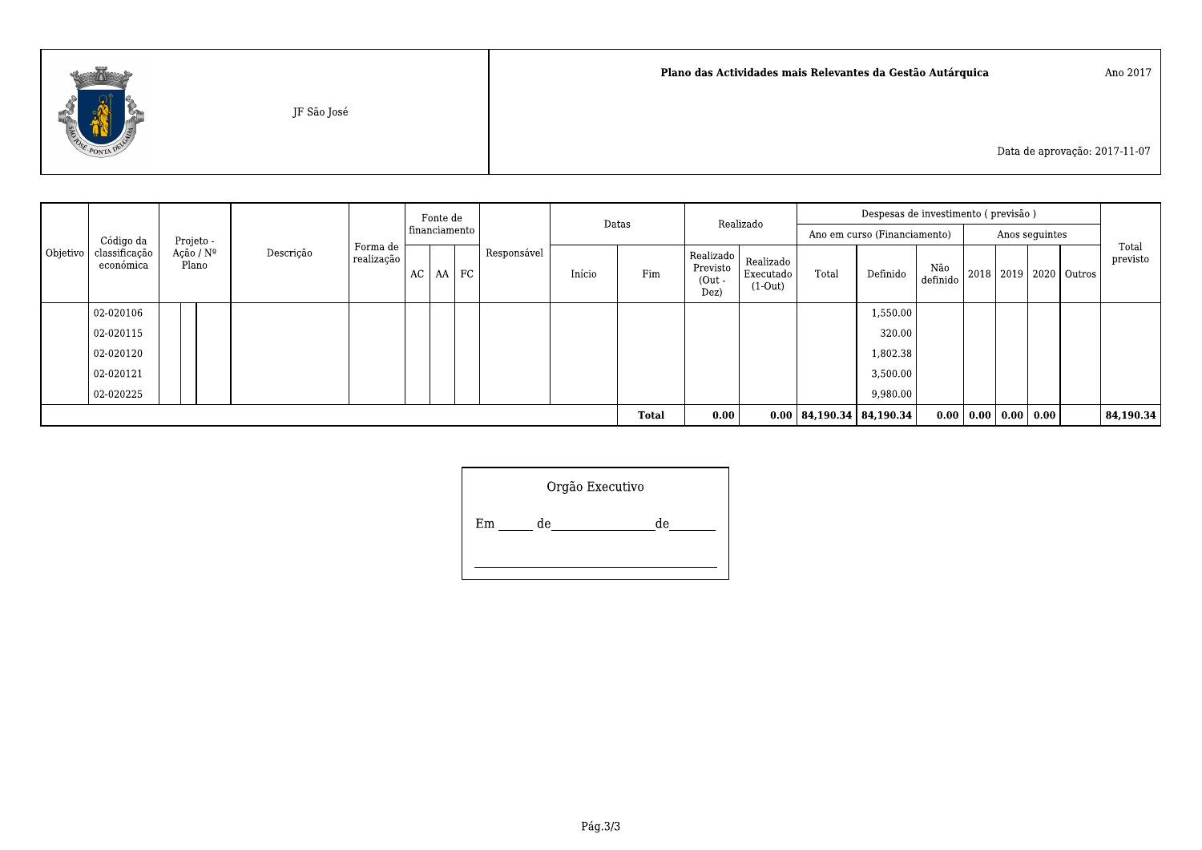JF São José

**Plano das Actividades mais Relevantes da Gestão Autárquica**

Ano 2017

Data de aprovação: 2017-11-07

| Objetivo | Código da classificação económica | Projeto - Ação / Nº Plano | Descrição | Forma de realização | Fonte de financiamento | | | Responsável | Datas | | Realizado | | Despesas de investimento ( previsão ) | | | | | | | Total previsto |
|---|---|---|---|---|---|---|---|---|---|---|---|---|---|---|---|---|---|---|---|---|
| | | | | | | | | | | | | | Ano em curso (Financiamento) | | | Anos seguintes | | | | |
| | | | | | AC | AA | FC | | Início | Fim | Realizado Previsto (Out - Dez) | Realizado Executado (1-Out) | Total | Definido | Não definido | 2018 | 2019 | 2020 | Outros | |
| | 02-020106 | | | | | | | | | | | | | 1,550.00 | | | | | | |
| | 02-020115 | | | | | | | | | | | | | 320.00 | | | | | | |
| | 02-020120 | | | | | | | | | | | | | 1,802.38 | | | | | | |
| | 02-020121 | | | | | | | | | | | | | 3,500.00 | | | | | | |
| | 02-020225 | | | | | | | | | | | | | 9,980.00 | | | | | | |
| | | | | | | | | | | **Total** | **0.00** | **0.00** | **84,190.34** | **84,190.34** | **0.00** | **0.00** | **0.00** | **0.00** | | **84,190.34** |

Orgão Executivo

Em ______ de ________________ de________

__________________________________